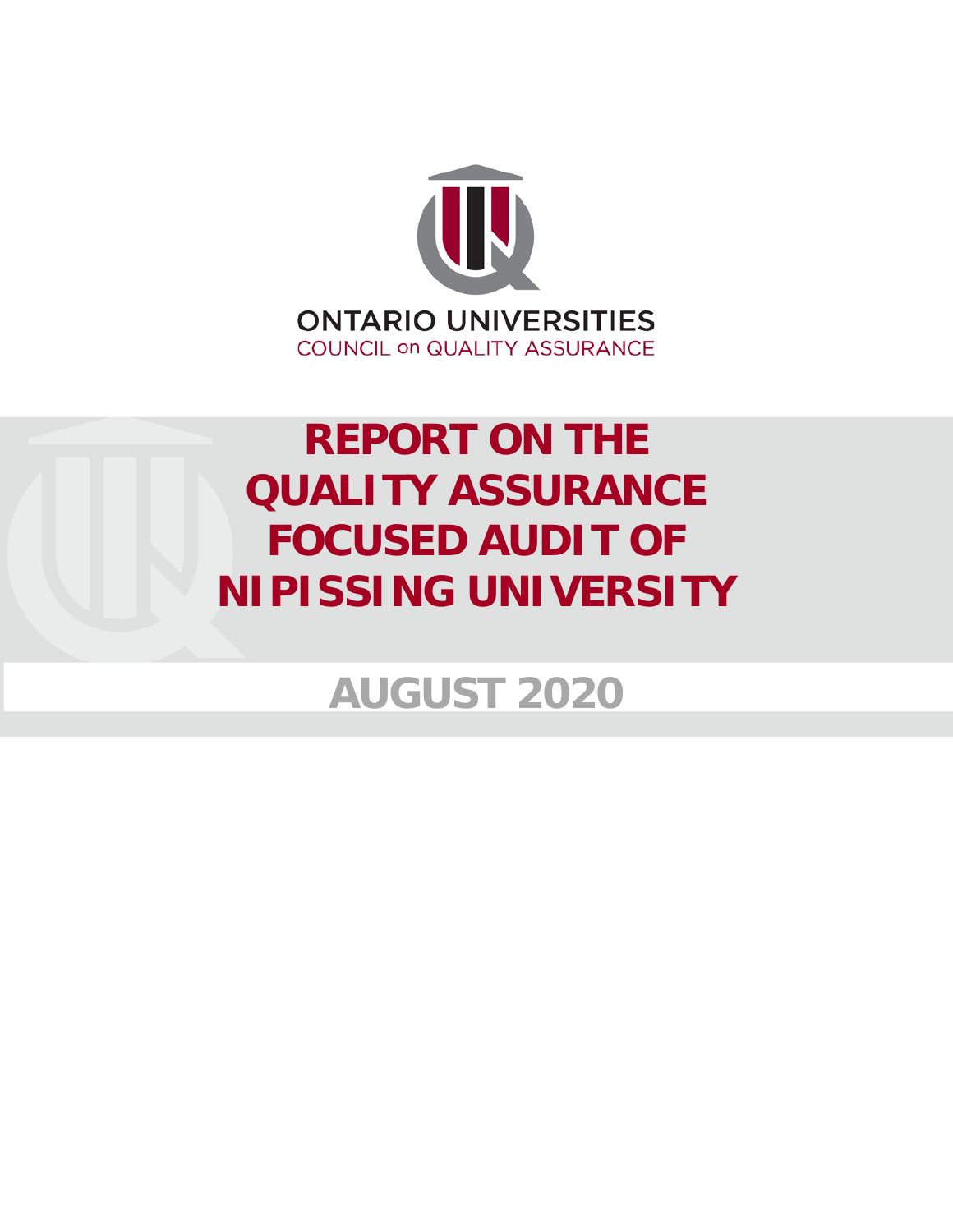ONTARIO UNIVERSITIES
COUNCIL on QUALITY ASSURANCE

# REPORT ON THE QUALITY ASSURANCE FOCUSED AUDIT OF NIPISSING UNIVERSITY

## AUGUST 2020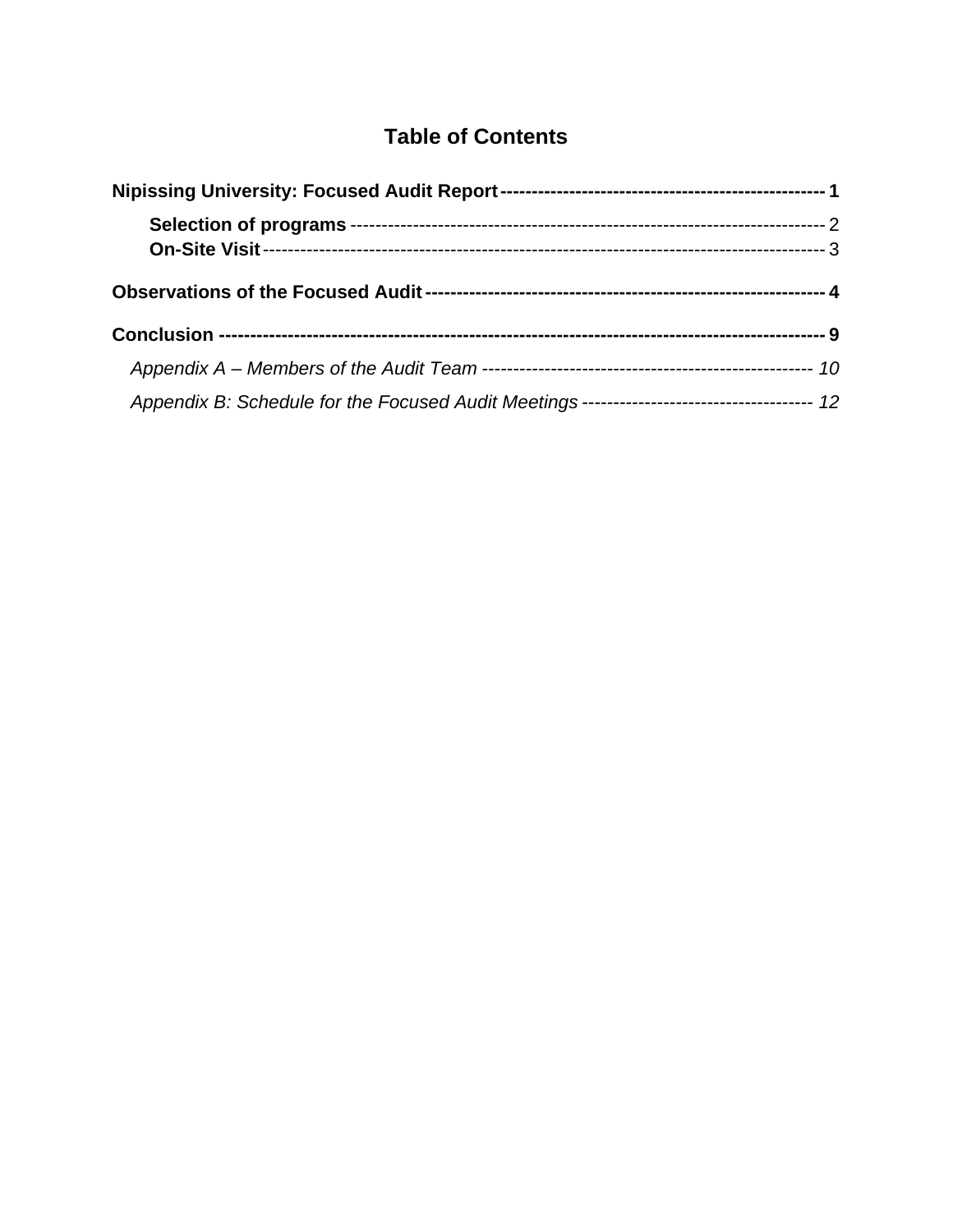# Table of Contents

**Nipissing University: Focused Audit Report** ---------- **1**

- **Selection of programs** ---------- 2
- **On-Site Visit** ---------- 3

**Observations of the Focused Audit** ---------- **4**

**Conclusion** ---------- **9**

- *Appendix A – Members of the Audit Team* ---------- *10*
- *Appendix B: Schedule for the Focused Audit Meetings* ---------- *12*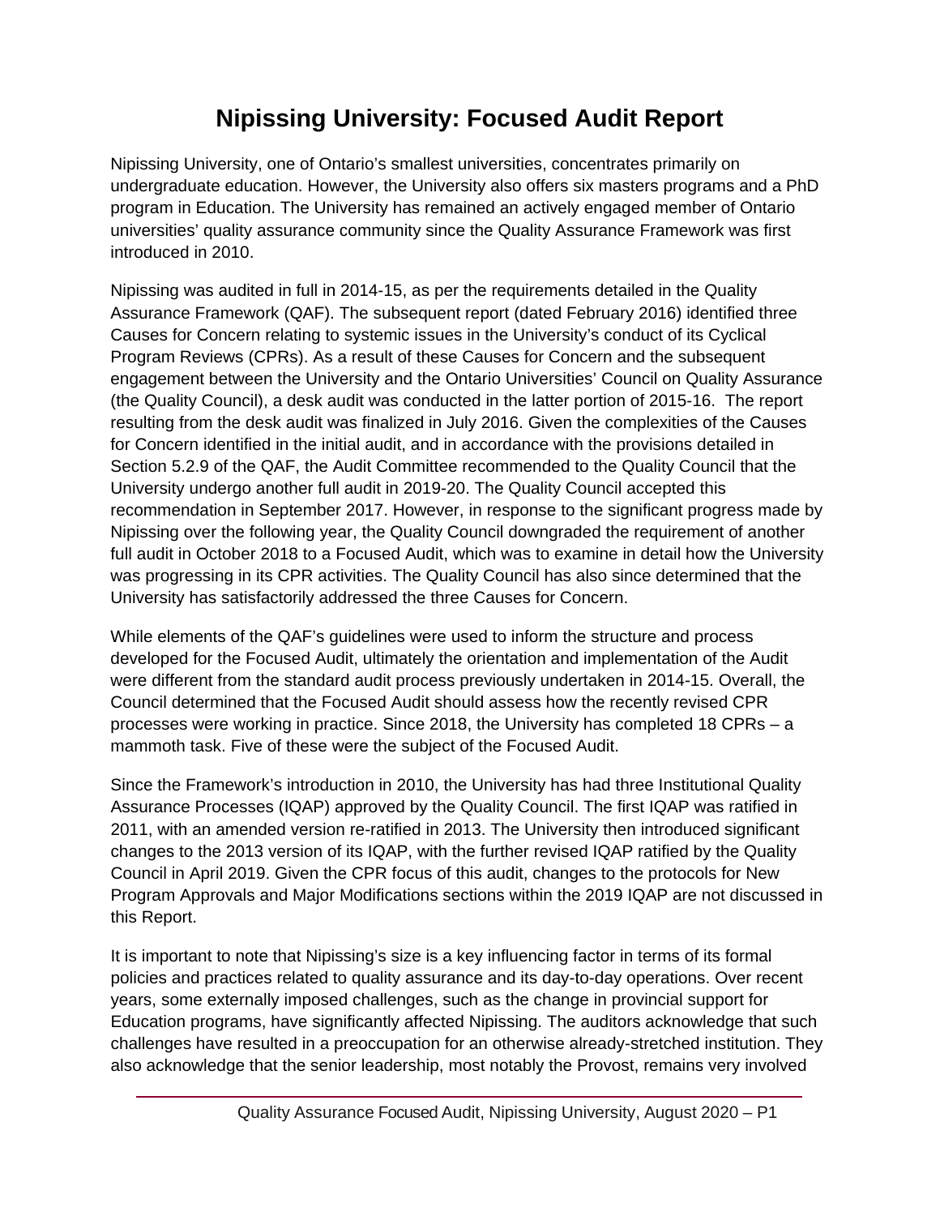# Nipissing University: Focused Audit Report

Nipissing University, one of Ontario's smallest universities, concentrates primarily on undergraduate education. However, the University also offers six masters programs and a PhD program in Education. The University has remained an actively engaged member of Ontario universities' quality assurance community since the Quality Assurance Framework was first introduced in 2010.

Nipissing was audited in full in 2014-15, as per the requirements detailed in the Quality Assurance Framework (QAF). The subsequent report (dated February 2016) identified three Causes for Concern relating to systemic issues in the University's conduct of its Cyclical Program Reviews (CPRs). As a result of these Causes for Concern and the subsequent engagement between the University and the Ontario Universities' Council on Quality Assurance (the Quality Council), a desk audit was conducted in the latter portion of 2015-16. The report resulting from the desk audit was finalized in July 2016. Given the complexities of the Causes for Concern identified in the initial audit, and in accordance with the provisions detailed in Section 5.2.9 of the QAF, the Audit Committee recommended to the Quality Council that the University undergo another full audit in 2019-20. The Quality Council accepted this recommendation in September 2017. However, in response to the significant progress made by Nipissing over the following year, the Quality Council downgraded the requirement of another full audit in October 2018 to a Focused Audit, which was to examine in detail how the University was progressing in its CPR activities. The Quality Council has also since determined that the University has satisfactorily addressed the three Causes for Concern.

While elements of the QAF's guidelines were used to inform the structure and process developed for the Focused Audit, ultimately the orientation and implementation of the Audit were different from the standard audit process previously undertaken in 2014-15. Overall, the Council determined that the Focused Audit should assess how the recently revised CPR processes were working in practice. Since 2018, the University has completed 18 CPRs – a mammoth task. Five of these were the subject of the Focused Audit.

Since the Framework's introduction in 2010, the University has had three Institutional Quality Assurance Processes (IQAP) approved by the Quality Council. The first IQAP was ratified in 2011, with an amended version re-ratified in 2013. The University then introduced significant changes to the 2013 version of its IQAP, with the further revised IQAP ratified by the Quality Council in April 2019. Given the CPR focus of this audit, changes to the protocols for New Program Approvals and Major Modifications sections within the 2019 IQAP are not discussed in this Report.

It is important to note that Nipissing's size is a key influencing factor in terms of its formal policies and practices related to quality assurance and its day-to-day operations. Over recent years, some externally imposed challenges, such as the change in provincial support for Education programs, have significantly affected Nipissing. The auditors acknowledge that such challenges have resulted in a preoccupation for an otherwise already-stretched institution. They also acknowledge that the senior leadership, most notably the Provost, remains very involved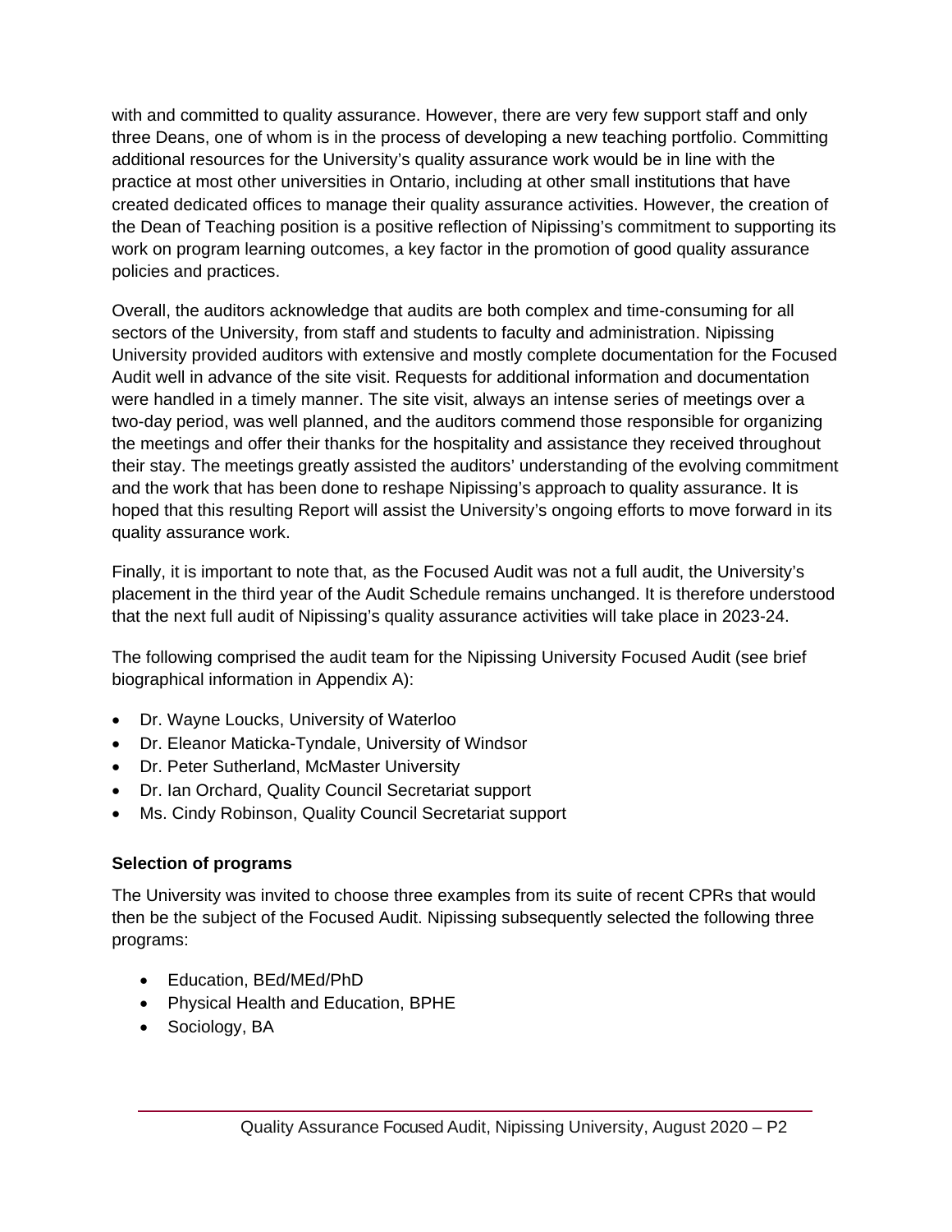with and committed to quality assurance. However, there are very few support staff and only three Deans, one of whom is in the process of developing a new teaching portfolio. Committing additional resources for the University's quality assurance work would be in line with the practice at most other universities in Ontario, including at other small institutions that have created dedicated offices to manage their quality assurance activities. However, the creation of the Dean of Teaching position is a positive reflection of Nipissing's commitment to supporting its work on program learning outcomes, a key factor in the promotion of good quality assurance policies and practices.

Overall, the auditors acknowledge that audits are both complex and time-consuming for all sectors of the University, from staff and students to faculty and administration. Nipissing University provided auditors with extensive and mostly complete documentation for the Focused Audit well in advance of the site visit. Requests for additional information and documentation were handled in a timely manner. The site visit, always an intense series of meetings over a two-day period, was well planned, and the auditors commend those responsible for organizing the meetings and offer their thanks for the hospitality and assistance they received throughout their stay. The meetings greatly assisted the auditors' understanding of the evolving commitment and the work that has been done to reshape Nipissing's approach to quality assurance. It is hoped that this resulting Report will assist the University's ongoing efforts to move forward in its quality assurance work.

Finally, it is important to note that, as the Focused Audit was not a full audit, the University's placement in the third year of the Audit Schedule remains unchanged. It is therefore understood that the next full audit of Nipissing's quality assurance activities will take place in 2023-24.

The following comprised the audit team for the Nipissing University Focused Audit (see brief biographical information in Appendix A):

- Dr. Wayne Loucks, University of Waterloo
- Dr. Eleanor Maticka-Tyndale, University of Windsor
- Dr. Peter Sutherland, McMaster University
- Dr. Ian Orchard, Quality Council Secretariat support
- Ms. Cindy Robinson, Quality Council Secretariat support

**Selection of programs**

The University was invited to choose three examples from its suite of recent CPRs that would then be the subject of the Focused Audit. Nipissing subsequently selected the following three programs:

- Education, BEd/MEd/PhD
- Physical Health and Education, BPHE
- Sociology, BA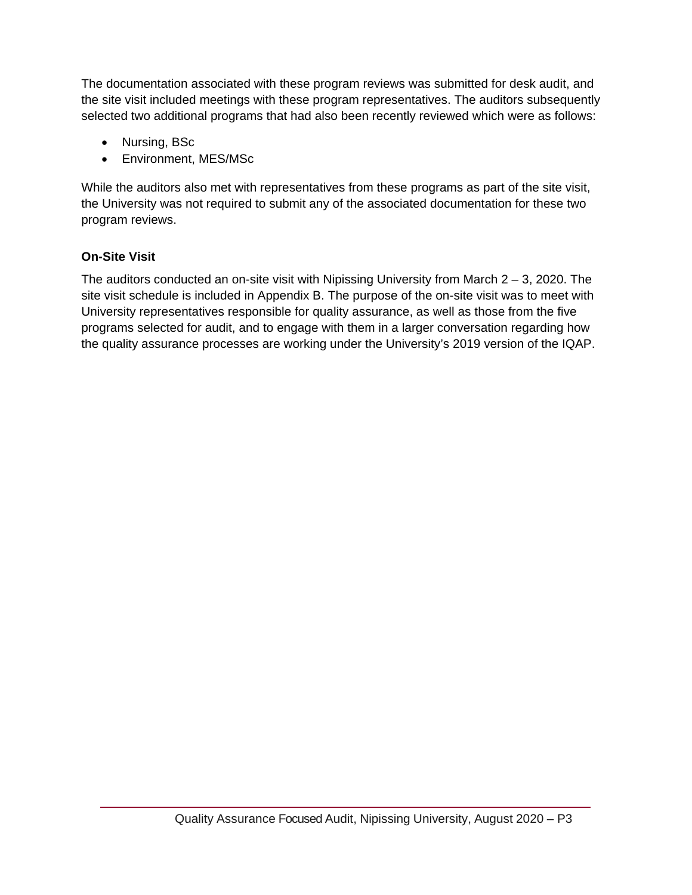The documentation associated with these program reviews was submitted for desk audit, and the site visit included meetings with these program representatives. The auditors subsequently selected two additional programs that had also been recently reviewed which were as follows:

- Nursing, BSc
- Environment, MES/MSc

While the auditors also met with representatives from these programs as part of the site visit, the University was not required to submit any of the associated documentation for these two program reviews.

**On-Site Visit**

The auditors conducted an on-site visit with Nipissing University from March 2 – 3, 2020. The site visit schedule is included in Appendix B. The purpose of the on-site visit was to meet with University representatives responsible for quality assurance, as well as those from the five programs selected for audit, and to engage with them in a larger conversation regarding how the quality assurance processes are working under the University's 2019 version of the IQAP.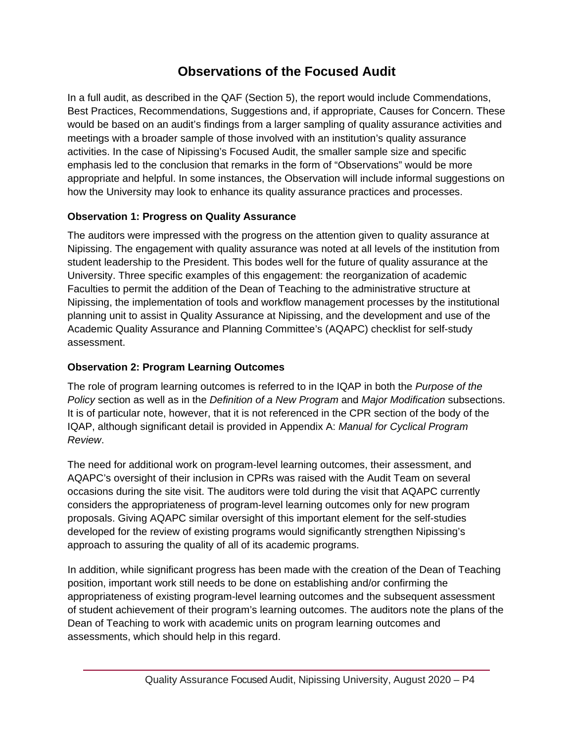# Observations of the Focused Audit

In a full audit, as described in the QAF (Section 5), the report would include Commendations, Best Practices, Recommendations, Suggestions and, if appropriate, Causes for Concern. These would be based on an audit's findings from a larger sampling of quality assurance activities and meetings with a broader sample of those involved with an institution's quality assurance activities. In the case of Nipissing's Focused Audit, the smaller sample size and specific emphasis led to the conclusion that remarks in the form of "Observations" would be more appropriate and helpful. In some instances, the Observation will include informal suggestions on how the University may look to enhance its quality assurance practices and processes.

### Observation 1: Progress on Quality Assurance

The auditors were impressed with the progress on the attention given to quality assurance at Nipissing. The engagement with quality assurance was noted at all levels of the institution from student leadership to the President. This bodes well for the future of quality assurance at the University. Three specific examples of this engagement: the reorganization of academic Faculties to permit the addition of the Dean of Teaching to the administrative structure at Nipissing, the implementation of tools and workflow management processes by the institutional planning unit to assist in Quality Assurance at Nipissing, and the development and use of the Academic Quality Assurance and Planning Committee's (AQAPC) checklist for self-study assessment.

### Observation 2: Program Learning Outcomes

The role of program learning outcomes is referred to in the IQAP in both the *Purpose of the Policy* section as well as in the *Definition of a New Program* and *Major Modification* subsections. It is of particular note, however, that it is not referenced in the CPR section of the body of the IQAP, although significant detail is provided in Appendix A: *Manual for Cyclical Program Review*.

The need for additional work on program-level learning outcomes, their assessment, and AQAPC's oversight of their inclusion in CPRs was raised with the Audit Team on several occasions during the site visit. The auditors were told during the visit that AQAPC currently considers the appropriateness of program-level learning outcomes only for new program proposals. Giving AQAPC similar oversight of this important element for the self-studies developed for the review of existing programs would significantly strengthen Nipissing's approach to assuring the quality of all of its academic programs.

In addition, while significant progress has been made with the creation of the Dean of Teaching position, important work still needs to be done on establishing and/or confirming the appropriateness of existing program-level learning outcomes and the subsequent assessment of student achievement of their program's learning outcomes. The auditors note the plans of the Dean of Teaching to work with academic units on program learning outcomes and assessments, which should help in this regard.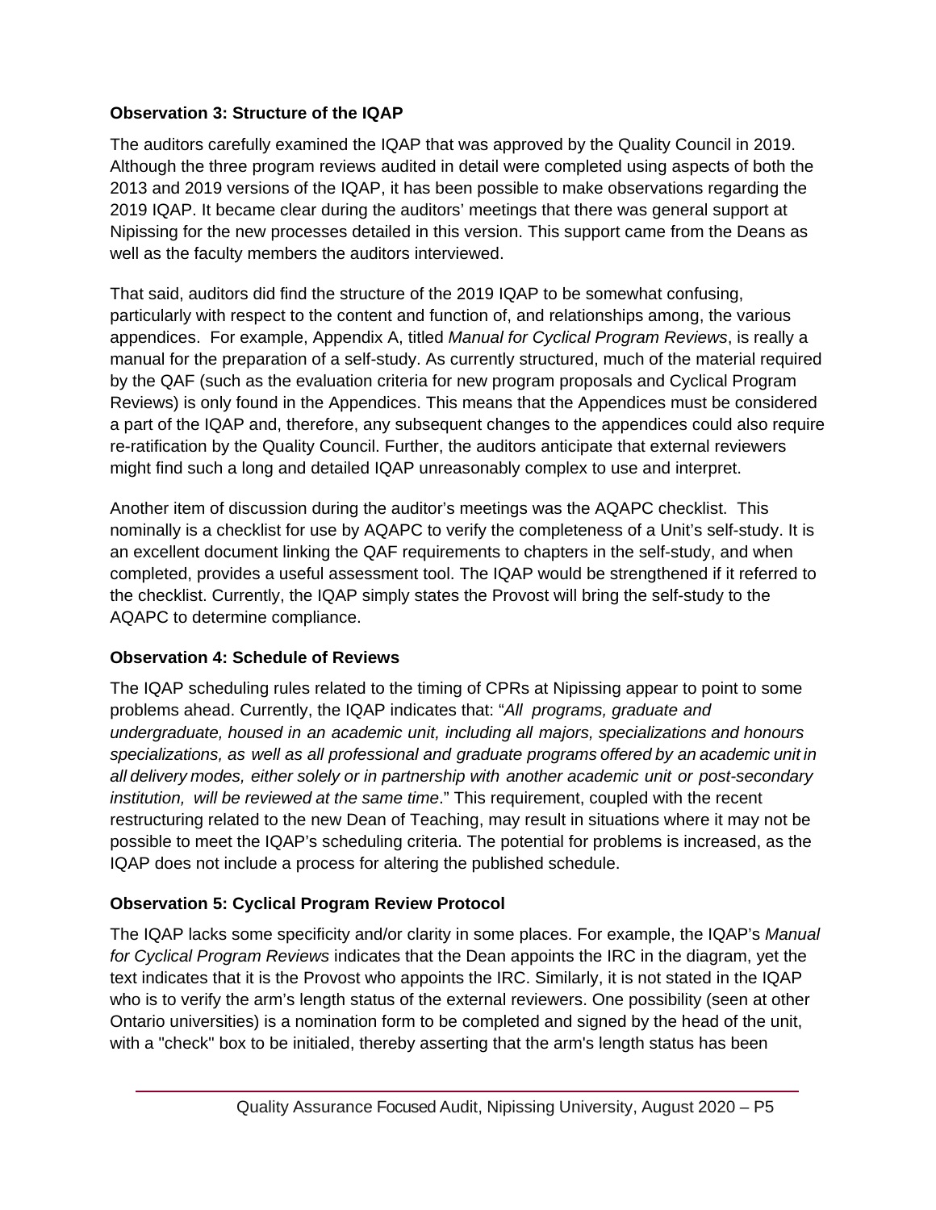**Observation 3: Structure of the IQAP**

The auditors carefully examined the IQAP that was approved by the Quality Council in 2019. Although the three program reviews audited in detail were completed using aspects of both the 2013 and 2019 versions of the IQAP, it has been possible to make observations regarding the 2019 IQAP. It became clear during the auditors' meetings that there was general support at Nipissing for the new processes detailed in this version. This support came from the Deans as well as the faculty members the auditors interviewed.

That said, auditors did find the structure of the 2019 IQAP to be somewhat confusing, particularly with respect to the content and function of, and relationships among, the various appendices. For example, Appendix A, titled *Manual for Cyclical Program Reviews*, is really a manual for the preparation of a self-study. As currently structured, much of the material required by the QAF (such as the evaluation criteria for new program proposals and Cyclical Program Reviews) is only found in the Appendices. This means that the Appendices must be considered a part of the IQAP and, therefore, any subsequent changes to the appendices could also require re-ratification by the Quality Council. Further, the auditors anticipate that external reviewers might find such a long and detailed IQAP unreasonably complex to use and interpret.

Another item of discussion during the auditor's meetings was the AQAPC checklist. This nominally is a checklist for use by AQAPC to verify the completeness of a Unit's self-study. It is an excellent document linking the QAF requirements to chapters in the self-study, and when completed, provides a useful assessment tool. The IQAP would be strengthened if it referred to the checklist. Currently, the IQAP simply states the Provost will bring the self-study to the AQAPC to determine compliance.

**Observation 4: Schedule of Reviews**

The IQAP scheduling rules related to the timing of CPRs at Nipissing appear to point to some problems ahead. Currently, the IQAP indicates that: "*All programs, graduate and undergraduate, housed in an academic unit, including all majors, specializations and honours specializations, as well as all professional and graduate programs offered by an academic unit in all delivery modes, either solely or in partnership with another academic unit or post-secondary institution, will be reviewed at the same time*." This requirement, coupled with the recent restructuring related to the new Dean of Teaching, may result in situations where it may not be possible to meet the IQAP's scheduling criteria. The potential for problems is increased, as the IQAP does not include a process for altering the published schedule.

**Observation 5: Cyclical Program Review Protocol**

The IQAP lacks some specificity and/or clarity in some places. For example, the IQAP's *Manual for Cyclical Program Reviews* indicates that the Dean appoints the IRC in the diagram, yet the text indicates that it is the Provost who appoints the IRC. Similarly, it is not stated in the IQAP who is to verify the arm's length status of the external reviewers. One possibility (seen at other Ontario universities) is a nomination form to be completed and signed by the head of the unit, with a "check" box to be initialed, thereby asserting that the arm's length status has been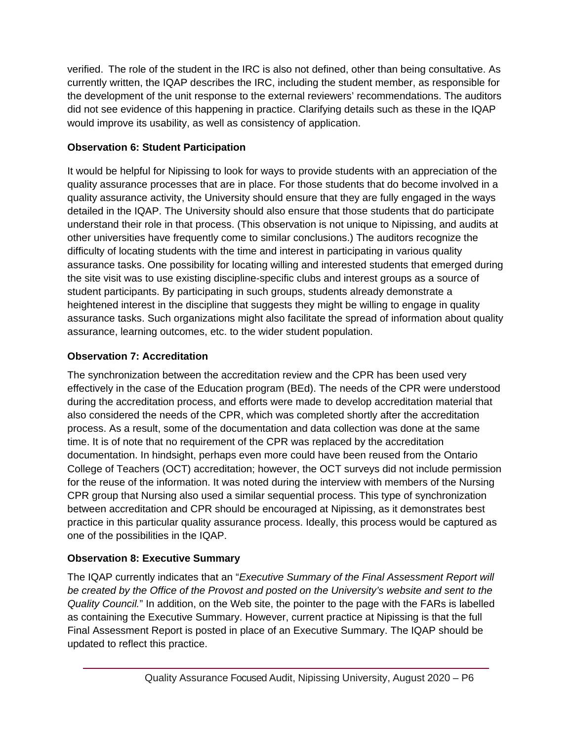verified. The role of the student in the IRC is also not defined, other than being consultative. As currently written, the IQAP describes the IRC, including the student member, as responsible for the development of the unit response to the external reviewers' recommendations. The auditors did not see evidence of this happening in practice. Clarifying details such as these in the IQAP would improve its usability, as well as consistency of application.

### Observation 6: Student Participation

It would be helpful for Nipissing to look for ways to provide students with an appreciation of the quality assurance processes that are in place. For those students that do become involved in a quality assurance activity, the University should ensure that they are fully engaged in the ways detailed in the IQAP. The University should also ensure that those students that do participate understand their role in that process. (This observation is not unique to Nipissing, and audits at other universities have frequently come to similar conclusions.) The auditors recognize the difficulty of locating students with the time and interest in participating in various quality assurance tasks. One possibility for locating willing and interested students that emerged during the site visit was to use existing discipline-specific clubs and interest groups as a source of student participants. By participating in such groups, students already demonstrate a heightened interest in the discipline that suggests they might be willing to engage in quality assurance tasks. Such organizations might also facilitate the spread of information about quality assurance, learning outcomes, etc. to the wider student population.

### Observation 7: Accreditation

The synchronization between the accreditation review and the CPR has been used very effectively in the case of the Education program (BEd). The needs of the CPR were understood during the accreditation process, and efforts were made to develop accreditation material that also considered the needs of the CPR, which was completed shortly after the accreditation process. As a result, some of the documentation and data collection was done at the same time. It is of note that no requirement of the CPR was replaced by the accreditation documentation. In hindsight, perhaps even more could have been reused from the Ontario College of Teachers (OCT) accreditation; however, the OCT surveys did not include permission for the reuse of the information. It was noted during the interview with members of the Nursing CPR group that Nursing also used a similar sequential process. This type of synchronization between accreditation and CPR should be encouraged at Nipissing, as it demonstrates best practice in this particular quality assurance process. Ideally, this process would be captured as one of the possibilities in the IQAP.

### Observation 8: Executive Summary

The IQAP currently indicates that an "*Executive Summary of the Final Assessment Report will be created by the Office of the Provost and posted on the University's website and sent to the Quality Council.*" In addition, on the Web site, the pointer to the page with the FARs is labelled as containing the Executive Summary. However, current practice at Nipissing is that the full Final Assessment Report is posted in place of an Executive Summary. The IQAP should be updated to reflect this practice.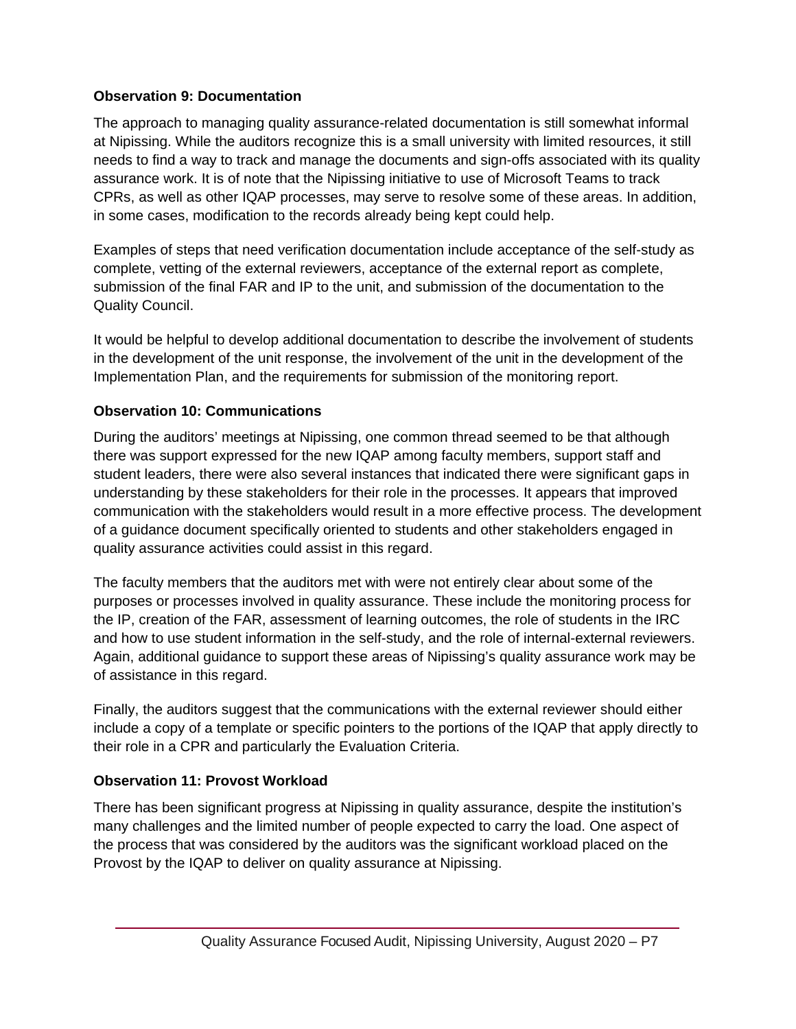**Observation 9: Documentation**

The approach to managing quality assurance-related documentation is still somewhat informal at Nipissing. While the auditors recognize this is a small university with limited resources, it still needs to find a way to track and manage the documents and sign-offs associated with its quality assurance work. It is of note that the Nipissing initiative to use of Microsoft Teams to track CPRs, as well as other IQAP processes, may serve to resolve some of these areas. In addition, in some cases, modification to the records already being kept could help.

Examples of steps that need verification documentation include acceptance of the self-study as complete, vetting of the external reviewers, acceptance of the external report as complete, submission of the final FAR and IP to the unit, and submission of the documentation to the Quality Council.

It would be helpful to develop additional documentation to describe the involvement of students in the development of the unit response, the involvement of the unit in the development of the Implementation Plan, and the requirements for submission of the monitoring report.

**Observation 10: Communications**

During the auditors' meetings at Nipissing, one common thread seemed to be that although there was support expressed for the new IQAP among faculty members, support staff and student leaders, there were also several instances that indicated there were significant gaps in understanding by these stakeholders for their role in the processes. It appears that improved communication with the stakeholders would result in a more effective process. The development of a guidance document specifically oriented to students and other stakeholders engaged in quality assurance activities could assist in this regard.

The faculty members that the auditors met with were not entirely clear about some of the purposes or processes involved in quality assurance. These include the monitoring process for the IP, creation of the FAR, assessment of learning outcomes, the role of students in the IRC and how to use student information in the self-study, and the role of internal-external reviewers. Again, additional guidance to support these areas of Nipissing's quality assurance work may be of assistance in this regard.

Finally, the auditors suggest that the communications with the external reviewer should either include a copy of a template or specific pointers to the portions of the IQAP that apply directly to their role in a CPR and particularly the Evaluation Criteria.

**Observation 11: Provost Workload**

There has been significant progress at Nipissing in quality assurance, despite the institution's many challenges and the limited number of people expected to carry the load. One aspect of the process that was considered by the auditors was the significant workload placed on the Provost by the IQAP to deliver on quality assurance at Nipissing.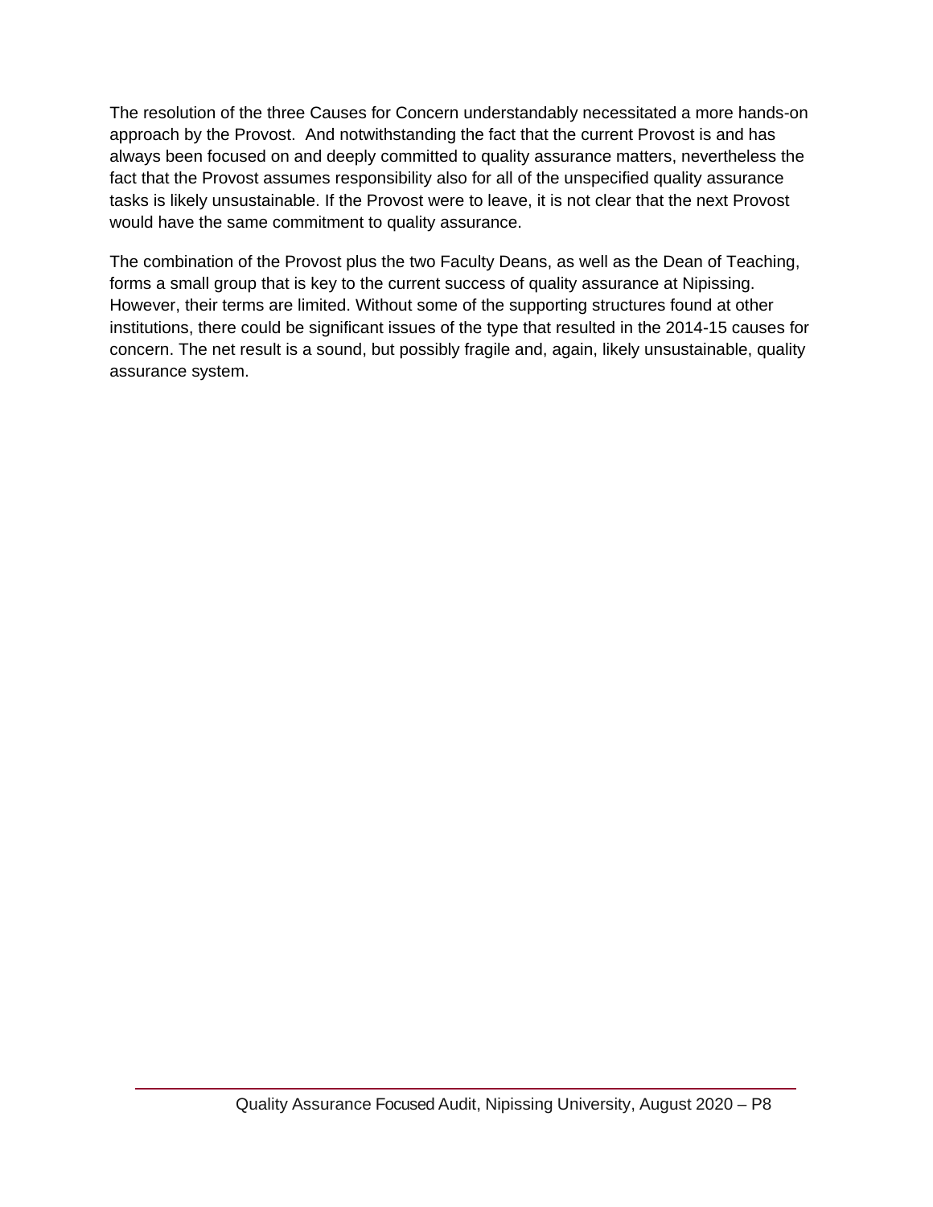The resolution of the three Causes for Concern understandably necessitated a more hands-on approach by the Provost.  And notwithstanding the fact that the current Provost is and has always been focused on and deeply committed to quality assurance matters, nevertheless the fact that the Provost assumes responsibility also for all of the unspecified quality assurance tasks is likely unsustainable. If the Provost were to leave, it is not clear that the next Provost would have the same commitment to quality assurance.

The combination of the Provost plus the two Faculty Deans, as well as the Dean of Teaching, forms a small group that is key to the current success of quality assurance at Nipissing. However, their terms are limited. Without some of the supporting structures found at other institutions, there could be significant issues of the type that resulted in the 2014-15 causes for concern. The net result is a sound, but possibly fragile and, again, likely unsustainable, quality assurance system.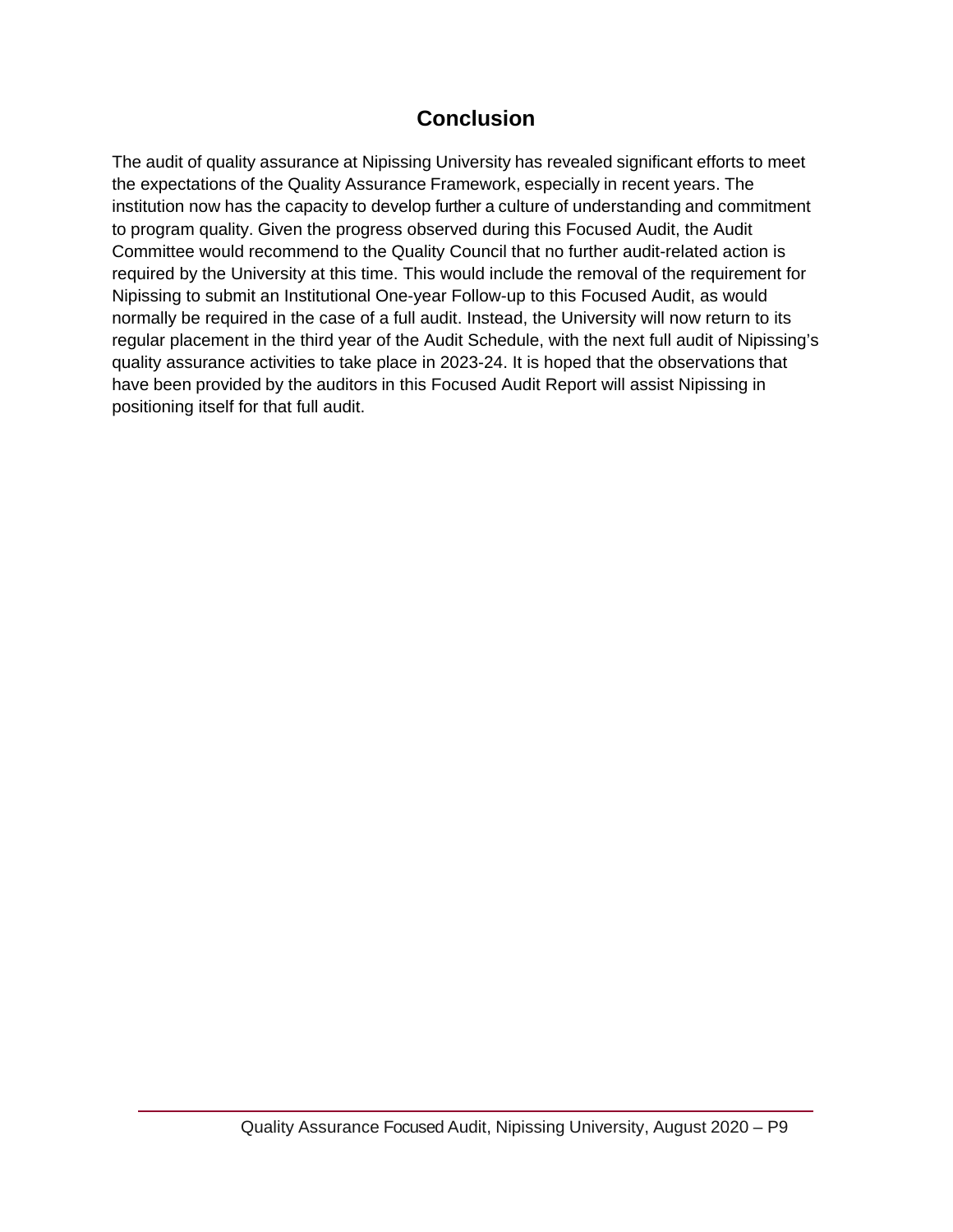## Conclusion

The audit of quality assurance at Nipissing University has revealed significant efforts to meet the expectations of the Quality Assurance Framework, especially in recent years. The institution now has the capacity to develop further a culture of understanding and commitment to program quality. Given the progress observed during this Focused Audit, the Audit Committee would recommend to the Quality Council that no further audit-related action is required by the University at this time. This would include the removal of the requirement for Nipissing to submit an Institutional One-year Follow-up to this Focused Audit, as would normally be required in the case of a full audit. Instead, the University will now return to its regular placement in the third year of the Audit Schedule, with the next full audit of Nipissing's quality assurance activities to take place in 2023-24. It is hoped that the observations that have been provided by the auditors in this Focused Audit Report will assist Nipissing in positioning itself for that full audit.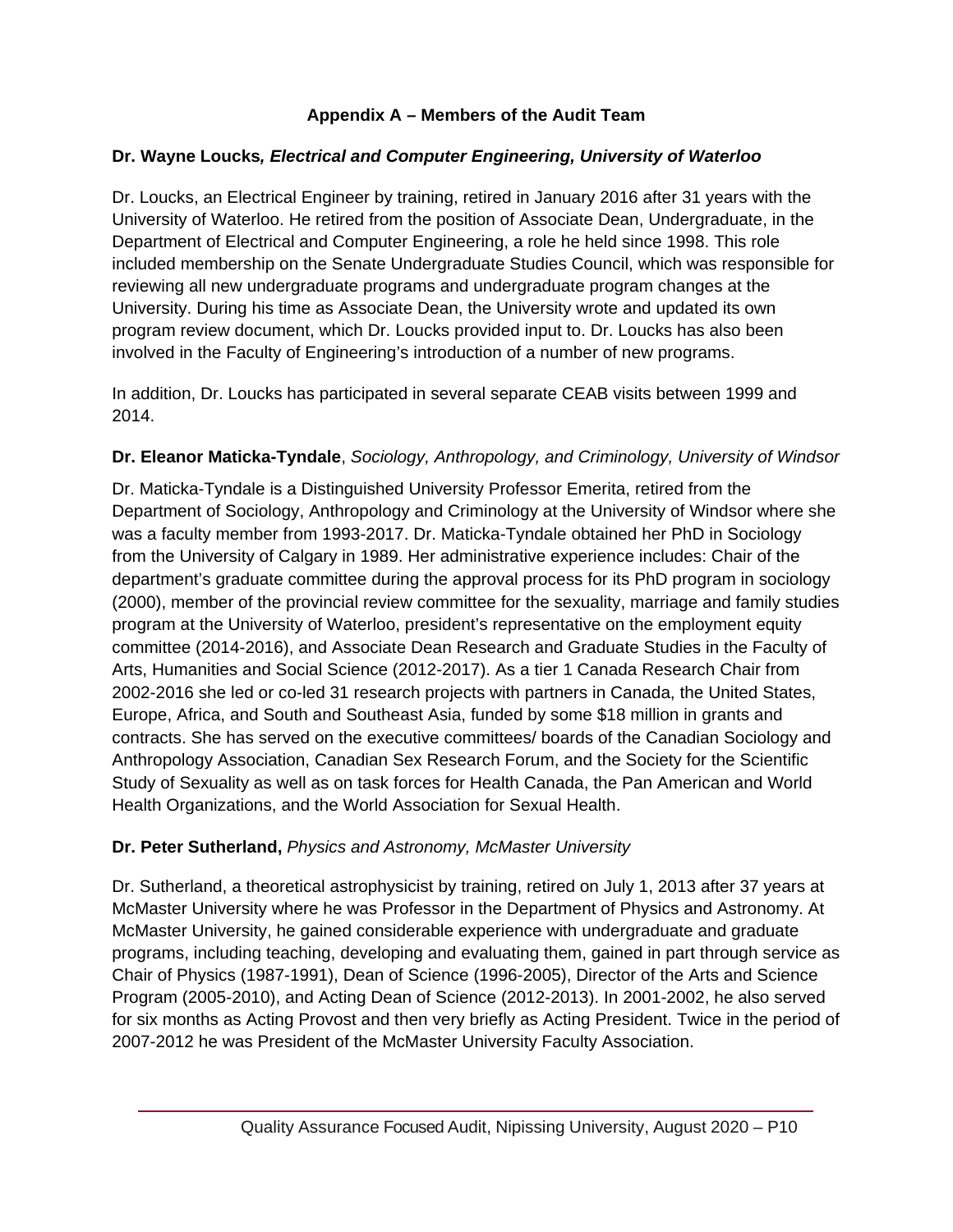## Appendix A – Members of the Audit Team

**Dr. Wayne Loucks*, Electrical and Computer Engineering, University of Waterloo***

Dr. Loucks, an Electrical Engineer by training, retired in January 2016 after 31 years with the University of Waterloo. He retired from the position of Associate Dean, Undergraduate, in the Department of Electrical and Computer Engineering, a role he held since 1998. This role included membership on the Senate Undergraduate Studies Council, which was responsible for reviewing all new undergraduate programs and undergraduate program changes at the University. During his time as Associate Dean, the University wrote and updated its own program review document, which Dr. Loucks provided input to. Dr. Loucks has also been involved in the Faculty of Engineering's introduction of a number of new programs.

In addition, Dr. Loucks has participated in several separate CEAB visits between 1999 and 2014.

**Dr. Eleanor Maticka-Tyndale**, *Sociology, Anthropology, and Criminology, University of Windsor*

Dr. Maticka-Tyndale is a Distinguished University Professor Emerita, retired from the Department of Sociology, Anthropology and Criminology at the University of Windsor where she was a faculty member from 1993-2017. Dr. Maticka-Tyndale obtained her PhD in Sociology from the University of Calgary in 1989. Her administrative experience includes: Chair of the department's graduate committee during the approval process for its PhD program in sociology (2000), member of the provincial review committee for the sexuality, marriage and family studies program at the University of Waterloo, president's representative on the employment equity committee (2014-2016), and Associate Dean Research and Graduate Studies in the Faculty of Arts, Humanities and Social Science (2012-2017). As a tier 1 Canada Research Chair from 2002-2016 she led or co-led 31 research projects with partners in Canada, the United States, Europe, Africa, and South and Southeast Asia, funded by some $18 million in grants and contracts. She has served on the executive committees/ boards of the Canadian Sociology and Anthropology Association, Canadian Sex Research Forum, and the Society for the Scientific Study of Sexuality as well as on task forces for Health Canada, the Pan American and World Health Organizations, and the World Association for Sexual Health.

**Dr. Peter Sutherland,** *Physics and Astronomy, McMaster University*

Dr. Sutherland, a theoretical astrophysicist by training, retired on July 1, 2013 after 37 years at McMaster University where he was Professor in the Department of Physics and Astronomy. At McMaster University, he gained considerable experience with undergraduate and graduate programs, including teaching, developing and evaluating them, gained in part through service as Chair of Physics (1987-1991), Dean of Science (1996-2005), Director of the Arts and Science Program (2005-2010), and Acting Dean of Science (2012-2013). In 2001-2002, he also served for six months as Acting Provost and then very briefly as Acting President. Twice in the period of 2007-2012 he was President of the McMaster University Faculty Association.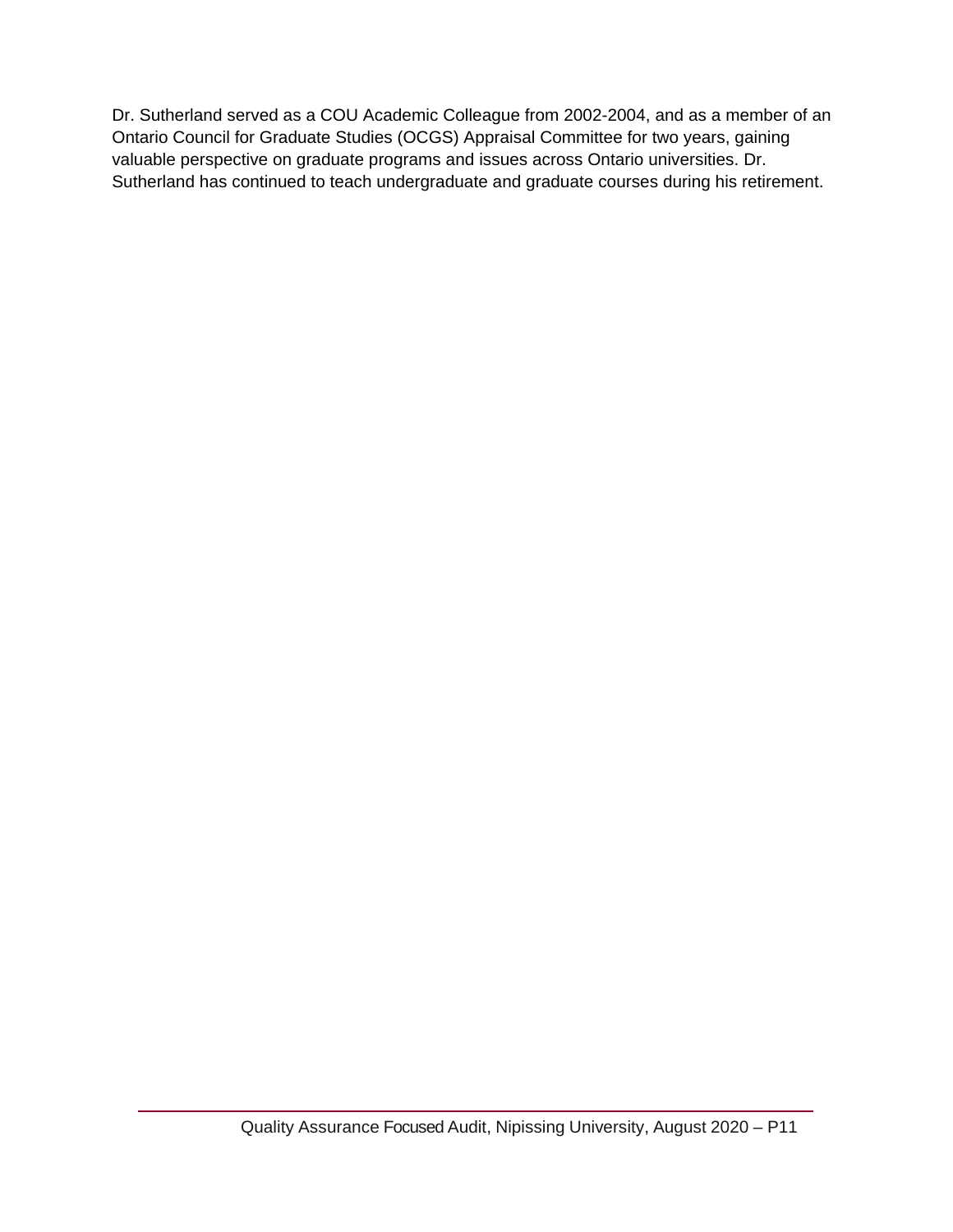Dr. Sutherland served as a COU Academic Colleague from 2002-2004, and as a member of an Ontario Council for Graduate Studies (OCGS) Appraisal Committee for two years, gaining valuable perspective on graduate programs and issues across Ontario universities. Dr. Sutherland has continued to teach undergraduate and graduate courses during his retirement.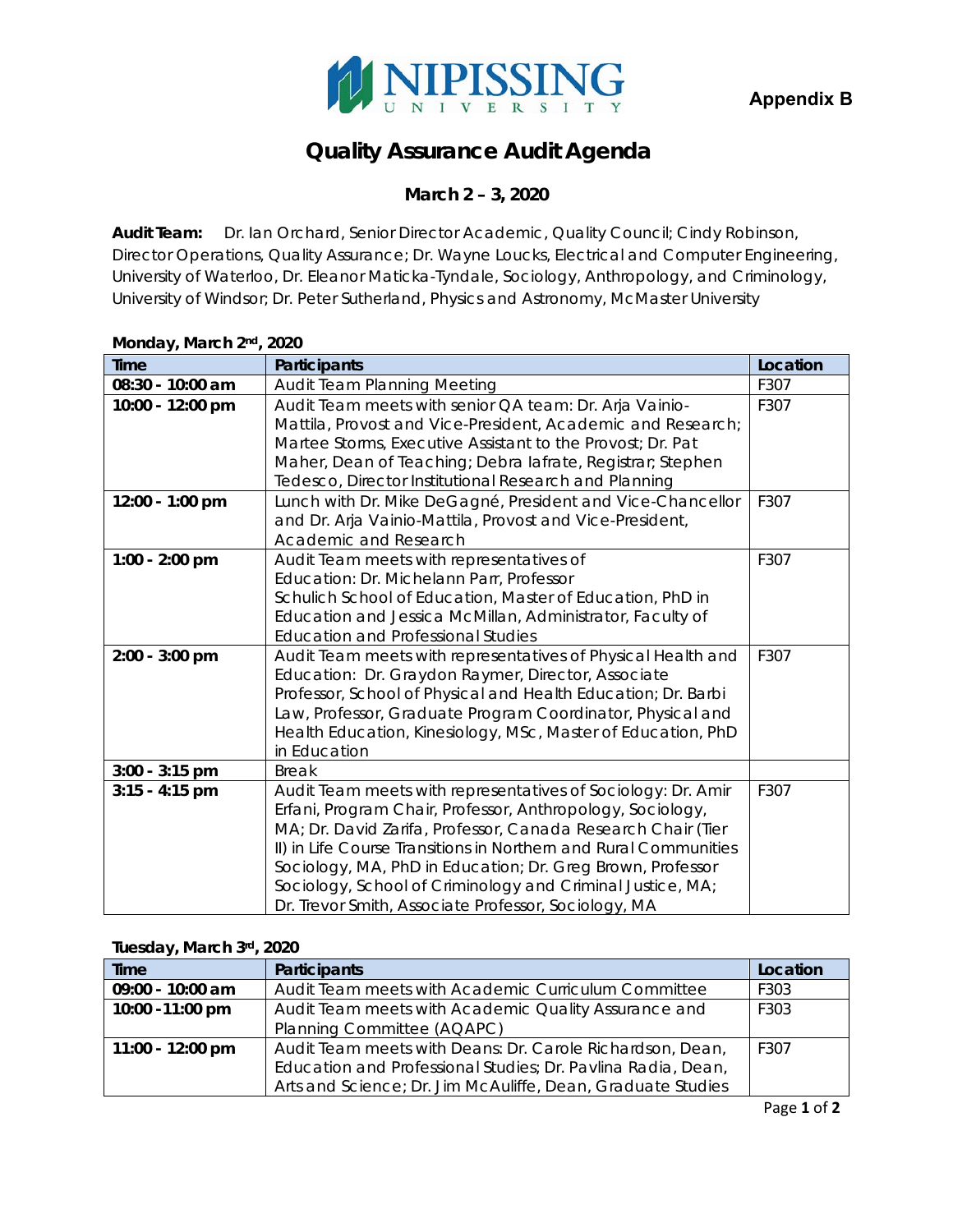Appendix B

# Quality Assurance Audit Agenda

## March 2 – 3, 2020

**Audit Team:** Dr. Ian Orchard, Senior Director Academic, Quality Council; Cindy Robinson, Director Operations, Quality Assurance; Dr. Wayne Loucks, Electrical and Computer Engineering, University of Waterloo, Dr. Eleanor Maticka-Tyndale, Sociology, Anthropology, and Criminology, University of Windsor; Dr. Peter Sutherland, Physics and Astronomy, McMaster University

**Monday, March 2nd, 2020**

| Time | Participants | Location |
|---|---|---|
| 08:30 - 10:00 am | Audit Team Planning Meeting | F307 |
| 10:00 - 12:00 pm | Audit Team meets with senior QA team: Dr. Arja Vainio-Mattila, Provost and Vice-President, Academic and Research; Martee Storms, Executive Assistant to the Provost; Dr. Pat Maher, Dean of Teaching; Debra Iafrate, Registrar; Stephen Tedesco, Director Institutional Research and Planning | F307 |
| 12:00 - 1:00 pm | Lunch with Dr. Mike DeGagné, President and Vice-Chancellor and Dr. Arja Vainio-Mattila, Provost and Vice-President, Academic and Research | F307 |
| 1:00 - 2:00 pm | Audit Team meets with representatives of Education: Dr. Michelann Parr, Professor Schulich School of Education, Master of Education, PhD in Education and Jessica McMillan, Administrator, Faculty of Education and Professional Studies | F307 |
| 2:00 - 3:00 pm | Audit Team meets with representatives of Physical Health and Education: Dr. Graydon Raymer, Director, Associate Professor, School of Physical and Health Education; Dr. Barbi Law, Professor, Graduate Program Coordinator, Physical and Health Education, Kinesiology, MSc, Master of Education, PhD in Education | F307 |
| 3:00 - 3:15 pm | Break | |
| 3:15 - 4:15 pm | Audit Team meets with representatives of Sociology: Dr. Amir Erfani, Program Chair, Professor, Anthropology, Sociology, MA; Dr. David Zarifa, Professor, Canada Research Chair (Tier II) in Life Course Transitions in Northern and Rural Communities Sociology, MA, PhD in Education; Dr. Greg Brown, Professor Sociology, School of Criminology and Criminal Justice, MA; Dr. Trevor Smith, Associate Professor, Sociology, MA | F307 |

**Tuesday, March 3rd, 2020**

| Time | Participants | Location |
|---|---|---|
| 09:00 - 10:00 am | Audit Team meets with Academic Curriculum Committee | F303 |
| 10:00 -11:00 pm | Audit Team meets with Academic Quality Assurance and Planning Committee (AQAPC) | F303 |
| 11:00 - 12:00 pm | Audit Team meets with Deans: Dr. Carole Richardson, Dean, Education and Professional Studies; Dr. Pavlina Radia, Dean, Arts and Science; Dr. Jim McAuliffe, Dean, Graduate Studies | F307 |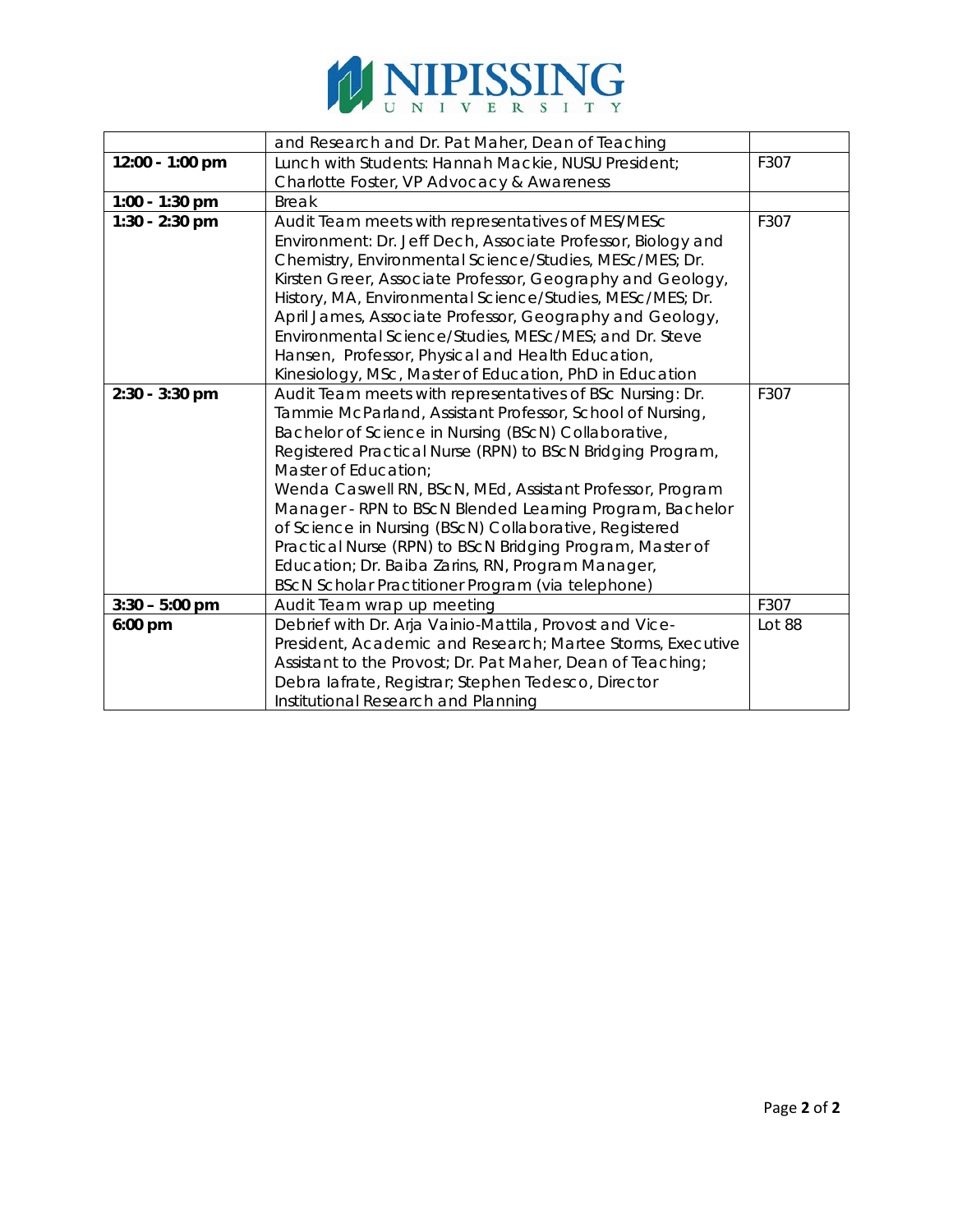| | | |
|---|---|---|
| | and Research and Dr. Pat Maher, Dean of Teaching | |
| **12:00 - 1:00 pm** | Lunch with Students: Hannah Mackie, NUSU President; Charlotte Foster, VP Advocacy & Awareness | F307 |
| **1:00 - 1:30 pm** | Break | |
| **1:30 - 2:30 pm** | Audit Team meets with representatives of MES/MESc Environment: Dr. Jeff Dech, Associate Professor, Biology and Chemistry, Environmental Science/Studies, MESc/MES; Dr. Kirsten Greer, Associate Professor, Geography and Geology, History, MA, Environmental Science/Studies, MESc/MES; Dr. April James, Associate Professor, Geography and Geology, Environmental Science/Studies, MESc/MES; and Dr. Steve Hansen, Professor, Physical and Health Education, Kinesiology, MSc, Master of Education, PhD in Education | F307 |
| **2:30 - 3:30 pm** | Audit Team meets with representatives of BSc Nursing: Dr. Tammie McParland, Assistant Professor, School of Nursing, Bachelor of Science in Nursing (BScN) Collaborative, Registered Practical Nurse (RPN) to BScN Bridging Program, Master of Education; Wenda Caswell RN, BScN, MEd, Assistant Professor, Program Manager - RPN to BScN Blended Learning Program, Bachelor of Science in Nursing (BScN) Collaborative, Registered Practical Nurse (RPN) to BScN Bridging Program, Master of Education; Dr. Baiba Zarins, RN, Program Manager, BScN Scholar Practitioner Program (via telephone) | F307 |
| **3:30 – 5:00 pm** | Audit Team wrap up meeting | F307 |
| **6:00 pm** | Debrief with Dr. Arja Vainio-Mattila, Provost and Vice-President, Academic and Research; Martee Storms, Executive Assistant to the Provost; Dr. Pat Maher, Dean of Teaching; Debra Iafrate, Registrar; Stephen Tedesco, Director Institutional Research and Planning | Lot 88 |